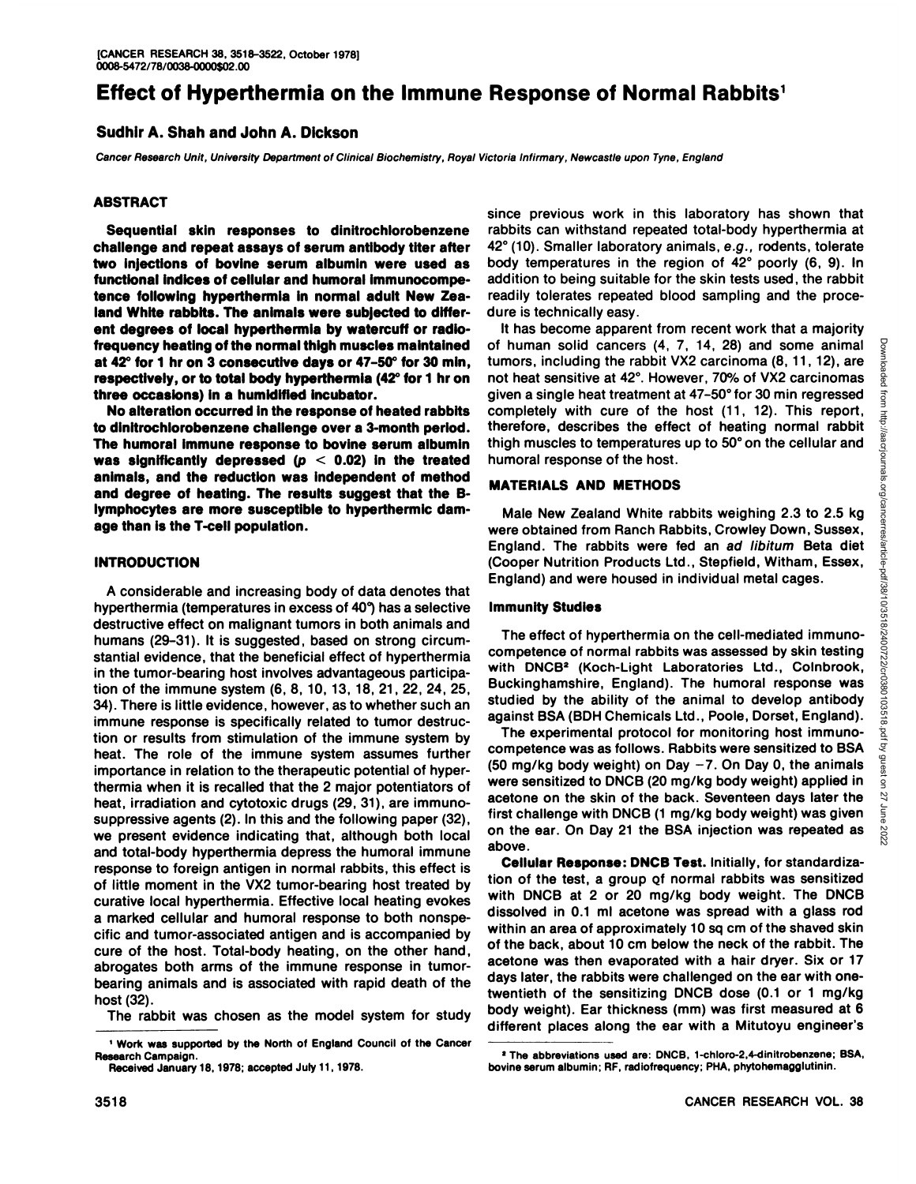# Effect of Hyperthermia on the Immune Response of Normal Rabbits[1]

**Sudhir A. Shah and John A. Dickson**

*Cancer Research Unit, University Department of Clinical Biochemistry, Royal Victoria Infirmary, Newcastle upon Tyne, England*

## ABSTRACT

**Sequential skin responses to dinitrochlorobenzene challenge and repeat assays of serum antibody titer after two injections of bovine serum albumin were used as functional indices of cellular and humoral immunocompetence following hyperthermia in normal adult New Zealand White rabbits. The animals were subjected to different degrees of local hyperthermia by watercuff or radiofrequency heating of the normal thigh muscles maintained at 42° for 1 hr on 3 consecutive days or 47–50° for 30 min, respectively, or to total body hyperthermia (42° for 1 hr on three occasions) in a humidified incubator.**

**No alteration occurred in the response of heated rabbits to dinitrochlorobenzene challenge over a 3-month period. The humoral immune response to bovine serum albumin was significantly depressed ($p < 0.02$) in the treated animals, and the reduction was independent of method and degree of heating. The results suggest that the B-lymphocytes are more susceptible to hyperthermic damage than is the T-cell population.**

## INTRODUCTION

A considerable and increasing body of data denotes that hyperthermia (temperatures in excess of 40°) has a selective destructive effect on malignant tumors in both animals and humans (29–31). It is suggested, based on strong circumstantial evidence, that the beneficial effect of hyperthermia in the tumor-bearing host involves advantageous participation of the immune system (6, 8, 10, 13, 18, 21, 22, 24, 25, 34). There is little evidence, however, as to whether such an immune response is specifically related to tumor destruction or results from stimulation of the immune system by heat. The role of the immune system assumes further importance in relation to the therapeutic potential of hyperthermia when it is recalled that the 2 major potentiators of heat, irradiation and cytotoxic drugs (29, 31), are immunosuppressive agents (2). In this and the following paper (32), we present evidence indicating that, although both local and total-body hyperthermia depress the humoral immune response to foreign antigen in normal rabbits, this effect is of little moment in the VX2 tumor-bearing host treated by curative local hyperthermia. Effective local heating evokes a marked cellular and humoral response to both nonspecific and tumor-associated antigen and is accompanied by cure of the host. Total-body heating, on the other hand, abrogates both arms of the immune response in tumor-bearing animals and is associated with rapid death of the host (32).

The rabbit was chosen as the model system for study since previous work in this laboratory has shown that rabbits can withstand repeated total-body hyperthermia at 42° (10). Smaller laboratory animals, *e.g.*, rodents, tolerate body temperatures in the region of 42° poorly (6, 9). In addition to being suitable for the skin tests used, the rabbit readily tolerates repeated blood sampling and the procedure is technically easy.

It has become apparent from recent work that a majority of human solid cancers (4, 7, 14, 28) and some animal tumors, including the rabbit VX2 carcinoma (8, 11, 12), are not heat sensitive at 42°. However, 70% of VX2 carcinomas given a single heat treatment at 47–50° for 30 min regressed completely with cure of the host (11, 12). This report, therefore, describes the effect of heating normal rabbit thigh muscles to temperatures up to 50° on the cellular and humoral response of the host.

## MATERIALS AND METHODS

Male New Zealand White rabbits weighing 2.3 to 2.5 kg were obtained from Ranch Rabbits, Crowley Down, Sussex, England. The rabbits were fed an *ad libitum* Beta diet (Cooper Nutrition Products Ltd., Stepfield, Witham, Essex, England) and were housed in individual metal cages.

### Immunity Studies

The effect of hyperthermia on the cell-mediated immunocompetence of normal rabbits was assessed by skin testing with DNCB[2] (Koch-Light Laboratories Ltd., Colnbrook, Buckinghamshire, England). The humoral response was studied by the ability of the animal to develop antibody against BSA (BDH Chemicals Ltd., Poole, Dorset, England).

The experimental protocol for monitoring host immunocompetence was as follows. Rabbits were sensitized to BSA (50 mg/kg body weight) on Day −7. On Day 0, the animals were sensitized to DNCB (20 mg/kg body weight) applied in acetone on the skin of the back. Seventeen days later the first challenge with DNCB (1 mg/kg body weight) was given on the ear. On Day 21 the BSA injection was repeated as above.

**Cellular Response: DNCB Test.** Initially, for standardization of the test, a group of normal rabbits was sensitized with DNCB at 2 or 20 mg/kg body weight. The DNCB dissolved in 0.1 ml acetone was spread with a glass rod within an area of approximately 10 sq cm of the shaved skin of the back, about 10 cm below the neck of the rabbit. The acetone was then evaporated with a hair dryer. Six or 17 days later, the rabbits were challenged on the ear with one-twentieth of the sensitizing DNCB dose (0.1 or 1 mg/kg body weight). Ear thickness (mm) was first measured at 6 different places along the ear with a Mitutoyu engineer's

---

[1] Work was supported by the North of England Council of the Cancer Research Campaign.

Received January 18, 1978; accepted July 11, 1978.

[2] The abbreviations used are: DNCB, 1-chloro-2,4-dinitrobenzene; BSA, bovine serum albumin; RF, radiofrequency; PHA, phytohemagglutinin.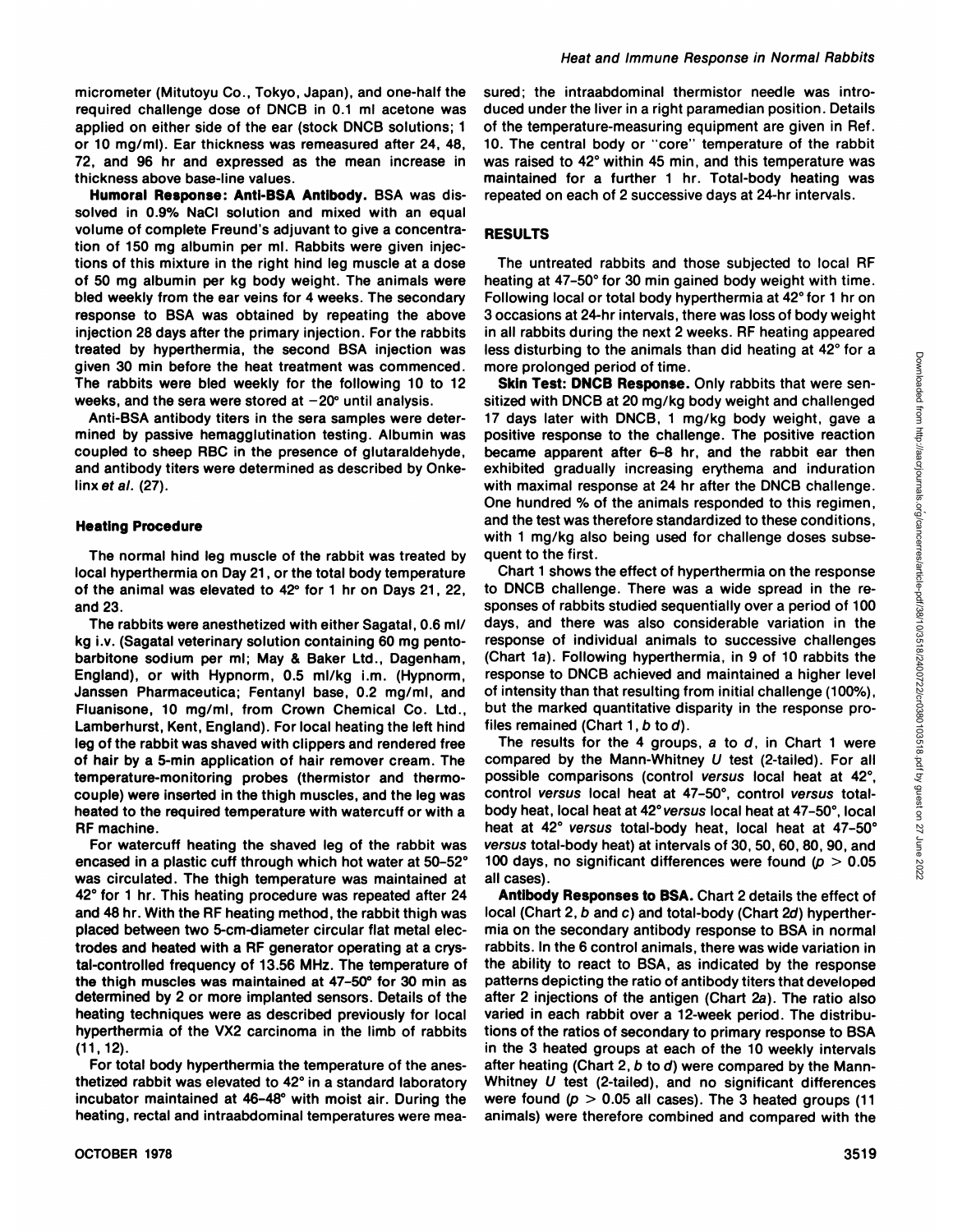micrometer (Mitutoyu Co., Tokyo, Japan), and one-half the required challenge dose of DNCB in 0.1 ml acetone was applied on either side of the ear (stock DNCB solutions; 1 or 10 mg/ml). Ear thickness was remeasured after 24, 48, 72, and 96 hr and expressed as the mean increase in thickness above base-line values.

**Humoral Response: Anti-BSA Antibody.** BSA was dissolved in 0.9% NaCl solution and mixed with an equal volume of complete Freund's adjuvant to give a concentration of 150 mg albumin per ml. Rabbits were given injections of this mixture in the right hind leg muscle at a dose of 50 mg albumin per kg body weight. The animals were bled weekly from the ear veins for 4 weeks. The secondary response to BSA was obtained by repeating the above injection 28 days after the primary injection. For the rabbits treated by hyperthermia, the second BSA injection was given 30 min before the heat treatment was commenced. The rabbits were bled weekly for the following 10 to 12 weeks, and the sera were stored at −20° until analysis.

Anti-BSA antibody titers in the sera samples were determined by passive hemagglutination testing. Albumin was coupled to sheep RBC in the presence of glutaraldehyde, and antibody titers were determined as described by Onkelinx *et al.* (27).

### Heating Procedure

The normal hind leg muscle of the rabbit was treated by local hyperthermia on Day 21, or the total body temperature of the animal was elevated to 42° for 1 hr on Days 21, 22, and 23.

The rabbits were anesthetized with either Sagatal, 0.6 ml/kg i.v. (Sagatal veterinary solution containing 60 mg pentobarbitone sodium per ml; May & Baker Ltd., Dagenham, England), or with Hypnorm, 0.5 ml/kg i.m. (Hypnorm, Janssen Pharmaceutica; Fentanyl base, 0.2 mg/ml, and Fluanisone, 10 mg/ml, from Crown Chemical Co. Ltd., Lamberhurst, Kent, England). For local heating the left hind leg of the rabbit was shaved with clippers and rendered free of hair by a 5-min application of hair remover cream. The temperature-monitoring probes (thermistor and thermocouple) were inserted in the thigh muscles, and the leg was heated to the required temperature with watercuff or with a RF machine.

For watercuff heating the shaved leg of the rabbit was encased in a plastic cuff through which hot water at 50–52° was circulated. The thigh temperature was maintained at 42° for 1 hr. This heating procedure was repeated after 24 and 48 hr. With the RF heating method, the rabbit thigh was placed between two 5-cm-diameter circular flat metal electrodes and heated with a RF generator operating at a crystal-controlled frequency of 13.56 MHz. The temperature of the thigh muscles was maintained at 47–50° for 30 min as determined by 2 or more implanted sensors. Details of the heating techniques were as described previously for local hyperthermia of the VX2 carcinoma in the limb of rabbits (11, 12).

For total body hyperthermia the temperature of the anesthetized rabbit was elevated to 42° in a standard laboratory incubator maintained at 46–48° with moist air. During the heating, rectal and intraabdominal temperatures were measured; the intraabdominal thermistor needle was introduced under the liver in a right paramedian position. Details of the temperature-measuring equipment are given in Ref. 10. The central body or "core" temperature of the rabbit was raised to 42° within 45 min, and this temperature was maintained for a further 1 hr. Total-body heating was repeated on each of 2 successive days at 24-hr intervals.

## RESULTS

The untreated rabbits and those subjected to local RF heating at 47–50° for 30 min gained body weight with time. Following local or total body hyperthermia at 42° for 1 hr on 3 occasions at 24-hr intervals, there was loss of body weight in all rabbits during the next 2 weeks. RF heating appeared less disturbing to the animals than did heating at 42° for a more prolonged period of time.

**Skin Test: DNCB Response.** Only rabbits that were sensitized with DNCB at 20 mg/kg body weight and challenged 17 days later with DNCB, 1 mg/kg body weight, gave a positive response to the challenge. The positive reaction became apparent after 6–8 hr, and the rabbit ear then exhibited gradually increasing erythema and induration with maximal response at 24 hr after the DNCB challenge. One hundred % of the animals responded to this regimen, and the test was therefore standardized to these conditions, with 1 mg/kg also being used for challenge doses subsequent to the first.

Chart 1 shows the effect of hyperthermia on the response to DNCB challenge. There was a wide spread in the responses of rabbits studied sequentially over a period of 100 days, and there was also considerable variation in the response of individual animals to successive challenges (Chart 1*a*). Following hyperthermia, in 9 of 10 rabbits the response to DNCB achieved and maintained a higher level of intensity than that resulting from initial challenge (100%), but the marked quantitative disparity in the response profiles remained (Chart 1, *b* to *d*).

The results for the 4 groups, *a* to *d*, in Chart 1 were compared by the Mann-Whitney *U* test (2-tailed). For all possible comparisons (control *versus* local heat at 42°, control *versus* local heat at 47–50°, control *versus* total-body heat, local heat at 42° *versus* local heat at 47–50°, local heat at 42° *versus* total-body heat, local heat at 47–50° *versus* total-body heat) at intervals of 30, 50, 60, 80, 90, and 100 days, no significant differences were found ($p > 0.05$ all cases).

**Antibody Responses to BSA.** Chart 2 details the effect of local (Chart 2, *b* and *c*) and total-body (Chart 2*d*) hyperthermia on the secondary antibody response to BSA in normal rabbits. In the 6 control animals, there was wide variation in the ability to react to BSA, as indicated by the response patterns depicting the ratio of antibody titers that developed after 2 injections of the antigen (Chart 2*a*). The ratio also varied in each rabbit over a 12-week period. The distributions of the ratios of secondary to primary response to BSA in the 3 heated groups at each of the 10 weekly intervals after heating (Chart 2, *b* to *d*) were compared by the Mann-Whitney *U* test (2-tailed), and no significant differences were found ($p > 0.05$ all cases). The 3 heated groups (11 animals) were therefore combined and compared with the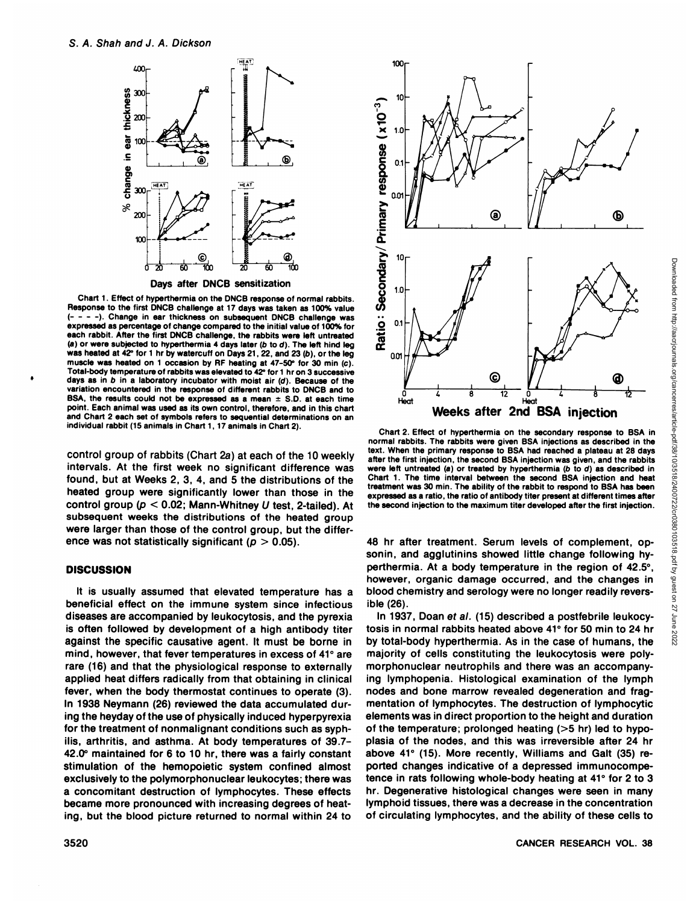Chart 1. Effect of hyperthermia on the DNCB response of normal rabbits. Response to the first DNCB challenge at 17 days was taken as 100% value (- - - -). Change in ear thickness on subsequent DNCB challenge was expressed as percentage of change compared to the initial value of 100% for each rabbit. After the first DNCB challenge, the rabbits were left untreated (a) or were subjected to hyperthermia 4 days later (b to d). The left hind leg was heated at 42° for 1 hr by watercuff on Days 21, 22, and 23 (b), or the leg muscle was heated on 1 occasion by RF heating at 47–50° for 30 min (c). Total-body temperature of rabbits was elevated to 42° for 1 hr on 3 successive days as in b in a laboratory incubator with moist air (d). Because of the variation encountered in the response of different rabbits to DNCB and to BSA, the results could not be expressed as a mean ± S.D. at each time point. Each animal was used as its own control, therefore, and in this chart and Chart 2 each set of symbols refers to sequential determinations on an individual rabbit (15 animals in Chart 1, 17 animals in Chart 2).

Chart 2. Effect of hyperthermia on the secondary response to BSA in normal rabbits. The rabbits were given BSA injections as described in the text. When the primary response to BSA had reached a plateau at 28 days after the first injection, the second BSA injection was given, and the rabbits were left untreated (a) or treated by hyperthermia (b to d) as described in Chart 1. The time interval between the second BSA injection and heat treatment was 30 min. The ability of the rabbit to respond to BSA has been expressed as a ratio, the ratio of antibody titer present at different times after the second injection to the maximum titer developed after the first injection.

control group of rabbits (Chart 2a) at each of the 10 weekly intervals. At the first week no significant difference was found, but at Weeks 2, 3, 4, and 5 the distributions of the heated group were significantly lower than those in the control group ($p < 0.02$; Mann-Whitney $U$ test, 2-tailed). At subsequent weeks the distributions of the heated group were larger than those of the control group, but the difference was not statistically significant ($p > 0.05$).

## DISCUSSION

It is usually assumed that elevated temperature has a beneficial effect on the immune system since infectious diseases are accompanied by leukocytosis, and the pyrexia is often followed by development of a high antibody titer against the specific causative agent. It must be borne in mind, however, that fever temperatures in excess of 41° are rare (16) and that the physiological response to externally applied heat differs radically from that obtaining in clinical fever, when the body thermostat continues to operate (3). In 1938 Neymann (26) reviewed the data accumulated during the heyday of the use of physically induced hyperpyrexia for the treatment of nonmalignant conditions such as syphilis, arthritis, and asthma. At body temperatures of 39.7–42.0° maintained for 6 to 10 hr, there was a fairly constant stimulation of the hemopoietic system confined almost exclusively to the polymorphonuclear leukocytes; there was a concomitant destruction of lymphocytes. These effects became more pronounced with increasing degrees of heating, but the blood picture returned to normal within 24 to 48 hr after treatment. Serum levels of complement, opsonin, and agglutinins showed little change following hyperthermia. At a body temperature in the region of 42.5°, however, organic damage occurred, and the changes in blood chemistry and serology were no longer readily reversible (26).

In 1937, Doan *et al.* (15) described a postfebrile leukocytosis in normal rabbits heated above 41° for 50 min to 24 hr by total-body hyperthermia. As in the case of humans, the majority of cells constituting the leukocytosis were polymorphonuclear neutrophils and there was an accompanying lymphopenia. Histological examination of the lymph nodes and bone marrow revealed degeneration and fragmentation of lymphocytes. The destruction of lymphocytic elements was in direct proportion to the height and duration of the temperature; prolonged heating (>5 hr) led to hypoplasia of the nodes, and this was irreversible after 24 hr above 41° (15). More recently, Williams and Galt (35) reported changes indicative of a depressed immunocompetence in rats following whole-body heating at 41° for 2 to 3 hr. Degenerative histological changes were seen in many lymphoid tissues, there was a decrease in the concentration of circulating lymphocytes, and the ability of these cells to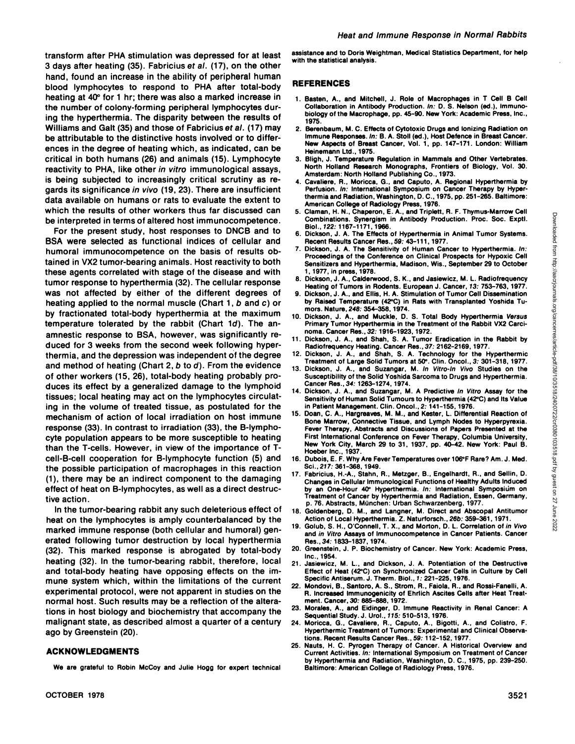transform after PHA stimulation was depressed for at least 3 days after heating (35). Fabricius *et al.* (17), on the other hand, found an increase in the ability of peripheral human blood lymphocytes to respond to PHA after total-body heating at 40° for 1 hr; there was also a marked increase in the number of colony-forming peripheral lymphocytes during the hyperthermia. The disparity between the results of Williams and Galt (35) and those of Fabricius *et al.* (17) may be attributable to the distinctive hosts involved or to differences in the degree of heating which, as indicated, can be critical in both humans (26) and animals (15). Lymphocyte reactivity to PHA, like other *in vitro* immunological assays, is being subjected to increasingly critical scrutiny as regards its significance *in vivo* (19, 23). There are insufficient data available on humans or rats to evaluate the extent to which the results of other workers thus far discussed can be interpreted in terms of altered host immunocompetence.

For the present study, host responses to DNCB and to BSA were selected as functional indices of cellular and humoral immunocompetence on the basis of results obtained in VX2 tumor-bearing animals. Host reactivity to both these agents correlated with stage of the disease and with tumor response to hyperthermia (32). The cellular response was not affected by either of the different degrees of heating applied to the normal muscle (Chart 1, *b* and *c*) or by fractionated total-body hyperthermia at the maximum temperature tolerated by the rabbit (Chart 1*d*). The anamnestic response to BSA, however, was significantly reduced for 3 weeks from the second week following hyperthermia, and the depression was independent of the degree and method of heating (Chart 2, *b* to *d*). From the evidence of other workers (15, 26), total-body heating probably produces its effect by a generalized damage to the lymphoid tissues; local heating may act on the lymphocytes circulating in the volume of treated tissue, as postulated for the mechanism of action of local irradiation on host immune response (33). In contrast to irradiation (33), the B-lymphocyte population appears to be more susceptible to heating than the T-cells. However, in view of the importance of T-cell-B-cell cooperation for B-lymphocyte function (5) and the possible participation of macrophages in this reaction (1), there may be an indirect component to the damaging effect of heat on B-lymphocytes, as well as a direct destructive action.

In the tumor-bearing rabbit any such deleterious effect of heat on the lymphocytes is amply counterbalanced by the marked immune response (both cellular and humoral) generated following tumor destruction by local hyperthermia (32). This marked response is abrogated by total-body heating (32). In the tumor-bearing rabbit, therefore, local and total-body heating have opposing effects on the immune system which, within the limitations of the current experimental protocol, were not apparent in studies on the normal host. Such results may be a reflection of the alterations in host biology and biochemistry that accompany the malignant state, as described almost a quarter of a century ago by Greenstein (20).

## ACKNOWLEDGMENTS

We are grateful to Robin McCoy and Julie Hogg for expert technical assistance and to Doris Weightman, Medical Statistics Department, for help with the statistical analysis.

## REFERENCES

1. Basten, A., and Mitchell, J. Role of Macrophages in T Cell B Cell Collaboration in Antibody Production. *In:* D. S. Nelson (ed.), Immunobiology of the Macrophage, pp. 45-90. New York: Academic Press, Inc., 1975.
2. Berenbaum, M. C. Effects of Cytotoxic Drugs and Ionizing Radiation on Immune Responses. *In:* B. A. Stoll (ed.), Host Defence in Breast Cancer. New Aspects of Breast Cancer, Vol. 1, pp. 147-171. London: William Heinemann Ltd., 1975.
3. Bligh, J. Temperature Regulation in Mammals and Other Vertebrates. North Holland Research Monographs, Frontiers of Biology, Vol. 30. Amsterdam: North Holland Publishing Co., 1973.
4. Cavaliere, R., Moricca, G., and Caputo, A. Regional Hyperthermia by Perfusion. *In:* International Symposium on Cancer Therapy by Hyperthermia and Radiation, Washington, D. C., 1975, pp. 251-265. Baltimore: American College of Radiology Press, 1976.
5. Claman, H. N., Chaperon, E. A., and Triplett, R. F. Thymus-Marrow Cell Combinations. Synergism in Antibody Production. Proc. Soc. Exptl. Biol., *122:* 1167-1171, 1966.
6. Dickson, J. A. The Effects of Hyperthermia in Animal Tumor Systems. Recent Results Cancer Res., *59:* 43-111, 1977.
7. Dickson, J. A. The Sensitivity of Human Cancer to Hyperthermia. *In:* Proceedings of the Conference on Clinical Prospects for Hypoxic Cell Sensitizers and Hyperthermia, Madison, Wis., September 29 to October 1, 1977, in press, 1978.
8. Dickson, J. A., Calderwood, S. K., and Jasiewicz, M. L. Radiofrequency Heating of Tumors in Rodents. European J. Cancer, *13:* 753-763, 1977.
9. Dickson, J. A., and Ellis, H. A. Stimulation of Tumor Cell Dissemination by Raised Temperature (42°C) in Rats with Transplanted Yoshida Tumors. Nature, *248:* 354-358, 1974.
10. Dickson, J. A., and Muckle, D. S. Total Body Hyperthermia *Versus* Primary Tumor Hyperthermia in the Treatment of the Rabbit VX2 Carcinoma. Cancer Res., *32:* 1916-1923, 1972.
11. Dickson, J. A., and Shah, S. A. Tumor Eradication in the Rabbit by Radiofrequency Heating. Cancer Res., *37:* 2162-2169, 1977.
12. Dickson, J. A., and Shah, S. A. Technology for the Hyperthermic Treatment of Large Solid Tumors at 50°. Clin. Oncol., *3:* 301-318, 1977.
13. Dickson, J. A., and Suzangar, M. *In Vitro-In Vivo* Studies on the Susceptibility of the Solid Yoshida Sarcoma to Drugs and Hyperthermia. Cancer Res., *34:* 1263-1274, 1974.
14. Dickson, J. A., and Suzangar, M. A Predictive *In Vitro* Assay for the Sensitivity of Human Solid Tumours to Hyperthermia (42°C) and Its Value in Patient Management. Clin. Oncol., *2:* 141-155, 1976.
15. Doan, C. A., Hargreaves, M. M., and Kester, L. Differential Reaction of Bone Marrow, Connective Tissue, and Lymph Nodes to Hyperpyrexia. Fever Therapy, Abstracts and Discussions of Papers Presented at the First International Conference on Fever Therapy, Columbia University, New York City, March 29 to 31, 1937, pp. 40-42. New York: Paul B. Hoeber Inc., 1937.
16. Dubois, E. F. Why Are Fever Temperatures over 106°F Rare? Am. J. Med. Sci., *217:* 361-368, 1949.
17. Fabricius, H.-A., Stahn, R., Metzger, B., Engelhardt, R., and Sellin, D. Changes in Cellular Immunological Functions of Healthy Adults Induced by an One-Hour 40° Hyperthermia. *In:* International Symposium on Treatment of Cancer by Hyperthermia and Radiation, Essen, Germany, p. 76. Abstracts, München: Urban Schwarzenberg, 1977.
18. Goldenberg, D. M., and Langner, M. Direct and Abscopal Antitumor Action of Local Hyperthermia. Z. Naturforsch., *26b:* 359-361, 1971.
19. Golub, S. H., O'Connell, T. X., and Morton, D. L. Correlation of *in Vivo* and *in Vitro* Assays of Immunocompetence in Cancer Patients. Cancer Res., *34:* 1833-1837, 1974.
20. Greenstein, J. P. Biochemistry of Cancer. New York: Academic Press, Inc., 1954.
21. Jasiewicz, M. L., and Dickson, J. A. Potentiation of the Destructive Effect of Heat (42°C) on Synchronized Cancer Cells in Culture by Cell Specific Antiserum. J. Therm. Biol., *1:* 221-225, 1976.
22. Mondovi, B., Santoro, A. S., Strom, R., Faiola, R., and Rossi-Fanelli, A. R. Increased Immunogenicity of Ehrlich Ascites Cells after Heat Treatment. Cancer, *30:* 885-888, 1972.
23. Morales, A., and Eidinger, D. Immune Reactivity in Renal Cancer: A Sequential Study. J. Urol., *115:* 510-513, 1976.
24. Moricca, G., Cavaliere, R., Caputo, A., Bigotti, A., and Colistro, F. Hyperthermic Treatment of Tumors: Experimental and Clinical Observations. Recent Results Cancer Res., *59:* 112-152, 1977.
25. Nauts, H. C. Pyrogen Therapy of Cancer. A Historical Overview and Current Activities. *In:* International Symposium on Treatment of Cancer by Hyperthermia and Radiation, Washington, D. C., 1975, pp. 239-250. Baltimore: American College of Radiology Press, 1976.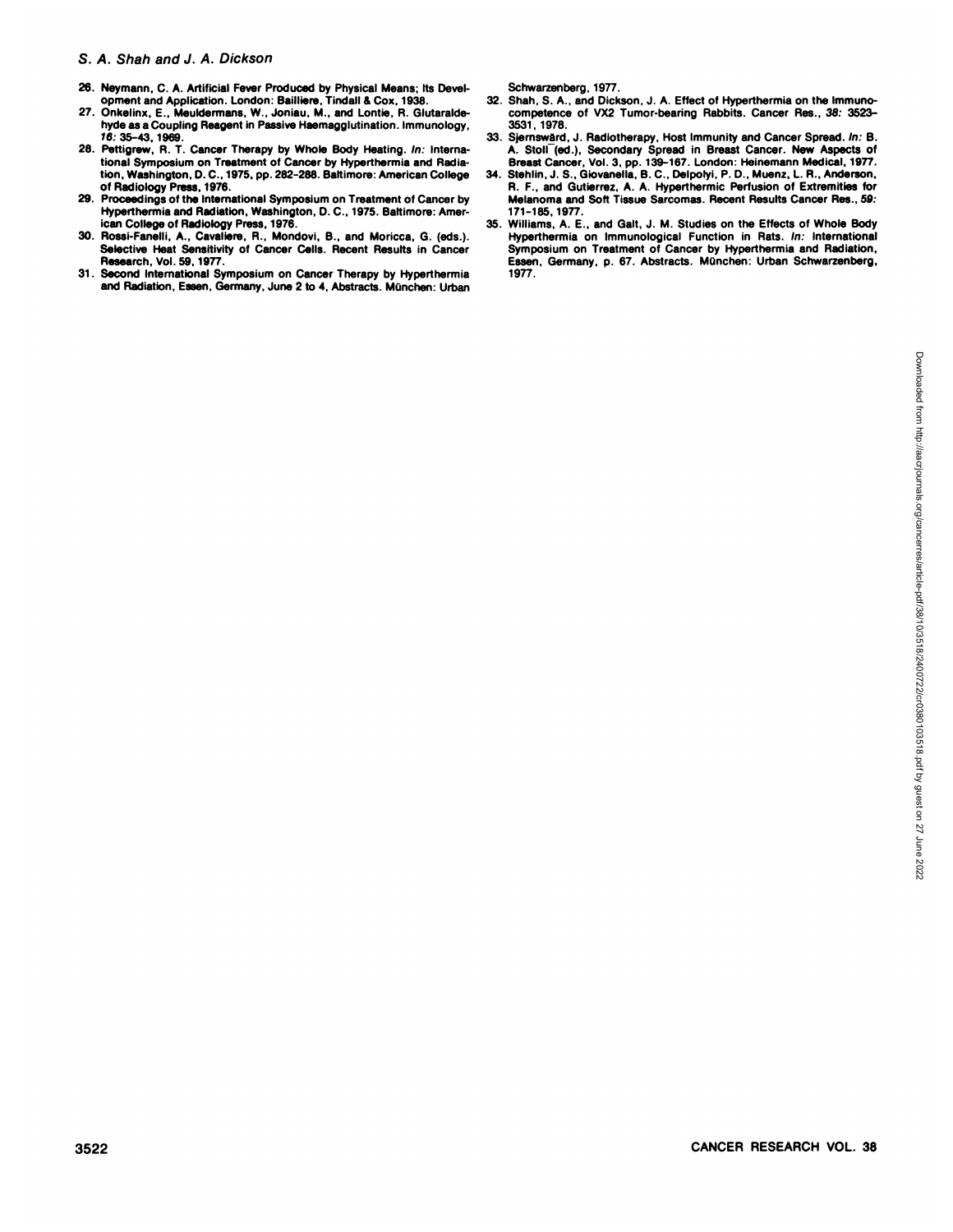26. Neymann, C. A. Artificial Fever Produced by Physical Means; Its Development and Application. London: Bailliere, Tindall & Cox, 1938.
27. Onkelinx, E., Meuldermans, W., Joniau, M., and Lontie, R. Glutaraldehyde as a Coupling Reagent in Passive Haemagglutination. Immunology, *16:* 35–43, 1969.
28. Pettigrew, R. T. Cancer Therapy by Whole Body Heating. *In:* International Symposium on Treatment of Cancer by Hyperthermia and Radiation, Washington, D. C., 1975, pp. 282–288. Baltimore: American College of Radiology Press, 1976.
29. Proceedings of the International Symposium on Treatment of Cancer by Hyperthermia and Radiation, Washington, D. C., 1975. Baltimore: American College of Radiology Press, 1976.
30. Rossi-Fanelli, A., Cavaliere, R., Mondovi, B., and Moricca, G. (eds.). Selective Heat Sensitivity of Cancer Cells. Recent Results in Cancer Research, Vol. 59, 1977.
31. Second International Symposium on Cancer Therapy by Hyperthermia and Radiation, Essen, Germany, June 2 to 4, Abstracts. München: Urban Schwarzenberg, 1977.
32. Shah, S. A., and Dickson, J. A. Effect of Hyperthermia on the Immunocompetence of VX2 Tumor-bearing Rabbits. Cancer Res., *38:* 3523–3531, 1978.
33. Sjernswärd, J. Radiotherapy, Host Immunity and Cancer Spread. *In:* B. A. Stoll (ed.), Secondary Spread in Breast Cancer. New Aspects of Breast Cancer, Vol. 3, pp. 139–167. London: Heinemann Medical, 1977.
34. Stehlin, J. S., Giovanella, B. C., Delpolyi, P. D., Muenz, L. R., Anderson, R. F., and Gutierrez, A. A. Hyperthermic Perfusion of Extremities for Melanoma and Soft Tissue Sarcomas. Recent Results Cancer Res., *59:* 171–185, 1977.
35. Williams, A. E., and Galt, J. M. Studies on the Effects of Whole Body Hyperthermia on Immunological Function in Rats. *In:* International Symposium on Treatment of Cancer by Hyperthermia and Radiation, Essen, Germany, p. 67. Abstracts. München: Urban Schwarzenberg, 1977.